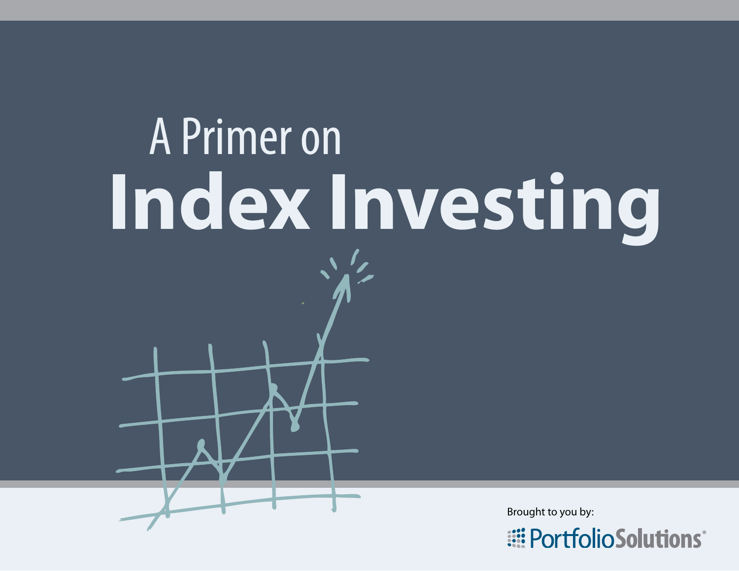# A Primer on Index Investing

Brought to you by:

PortfolioSolutions®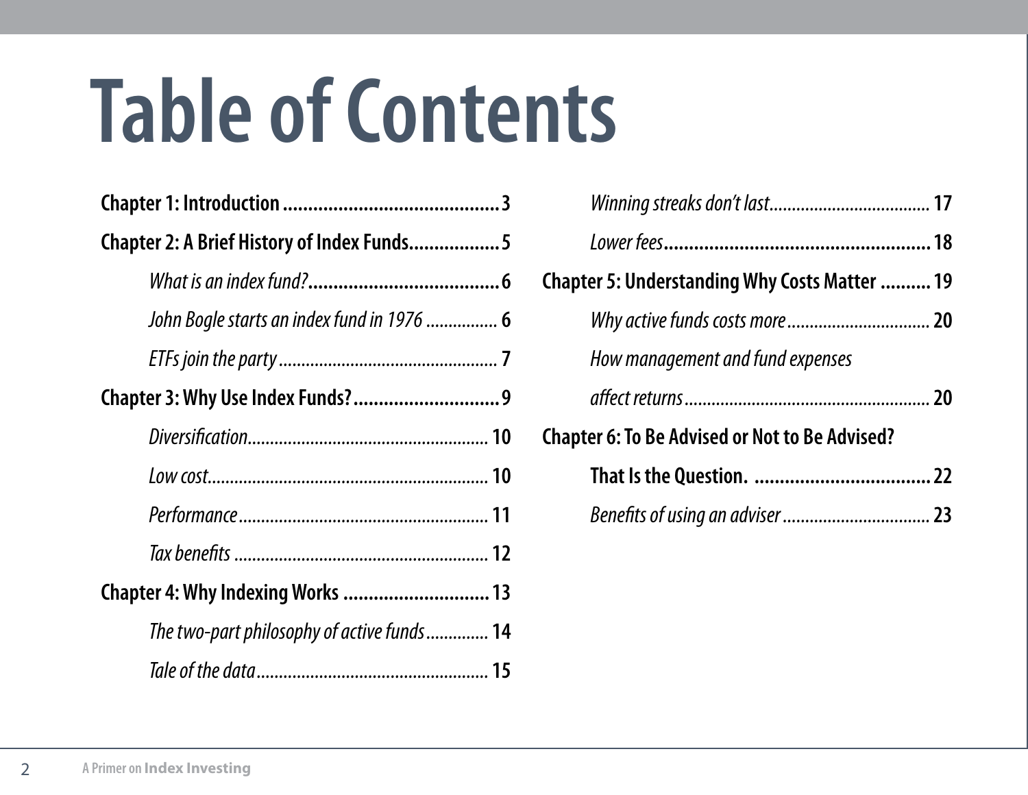# Table of Contents

**Chapter 1: Introduction** .......................................... 3

**Chapter 2: A Brief History of Index Funds** .................. 5

- *What is an index fund?* ...................................... 6
- *John Bogle starts an index fund in 1976* ................ 6
- *ETFs join the party* ................................................ 7

**Chapter 3: Why Use Index Funds?** ............................ 9

- *Diversification* ..................................................... 10
- *Low cost* ............................................................. 10
- *Performance* ....................................................... 11
- *Tax benefits* ........................................................ 12

**Chapter 4: Why Indexing Works** ............................ 13

- *The two-part philosophy of active funds* ............. 14
- *Tale of the data* ................................................... 15
- *Winning streaks don't last* ................................... 17
- *Lower fees* .......................................................... 18

**Chapter 5: Understanding Why Costs Matter** .......... 19

- *Why active funds costs more* ............................... 20
- *How management and fund expenses affect returns* ...................................................... 20

**Chapter 6: To Be Advised or Not to Be Advised? That Is the Question.** .................................. 22

- *Benefits of using an adviser* ................................. 23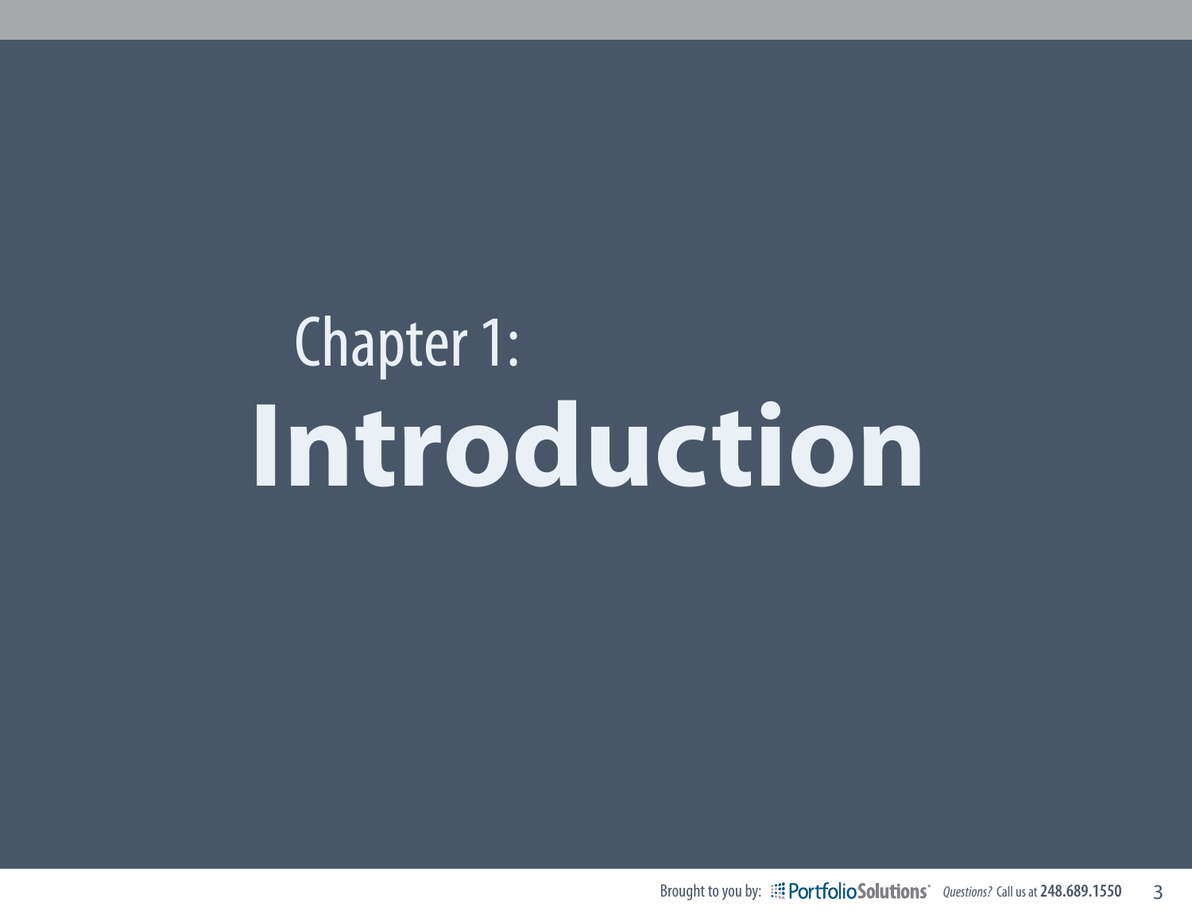# Chapter 1: Introduction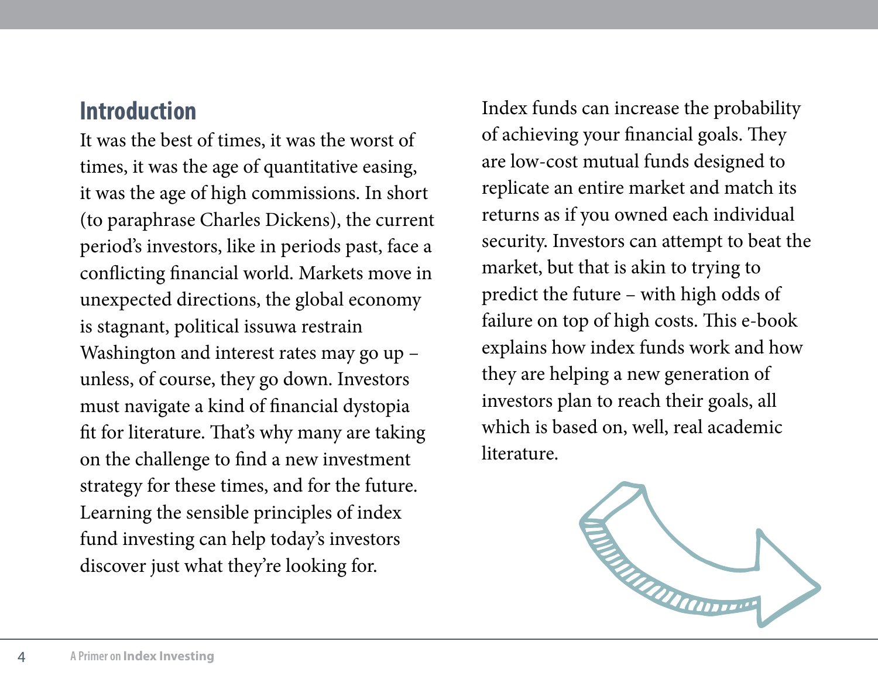## Introduction

It was the best of times, it was the worst of times, it was the age of quantitative easing, it was the age of high commissions. In short (to paraphrase Charles Dickens), the current period's investors, like in periods past, face a conflicting financial world. Markets move in unexpected directions, the global economy is stagnant, political issuwa restrain Washington and interest rates may go up – unless, of course, they go down. Investors must navigate a kind of financial dystopia fit for literature. That's why many are taking on the challenge to find a new investment strategy for these times, and for the future. Learning the sensible principles of index fund investing can help today's investors discover just what they're looking for.

Index funds can increase the probability of achieving your financial goals. They are low-cost mutual funds designed to replicate an entire market and match its returns as if you owned each individual security. Investors can attempt to beat the market, but that is akin to trying to predict the future – with high odds of failure on top of high costs. This e-book explains how index funds work and how they are helping a new generation of investors plan to reach their goals, all which is based on, well, real academic literature.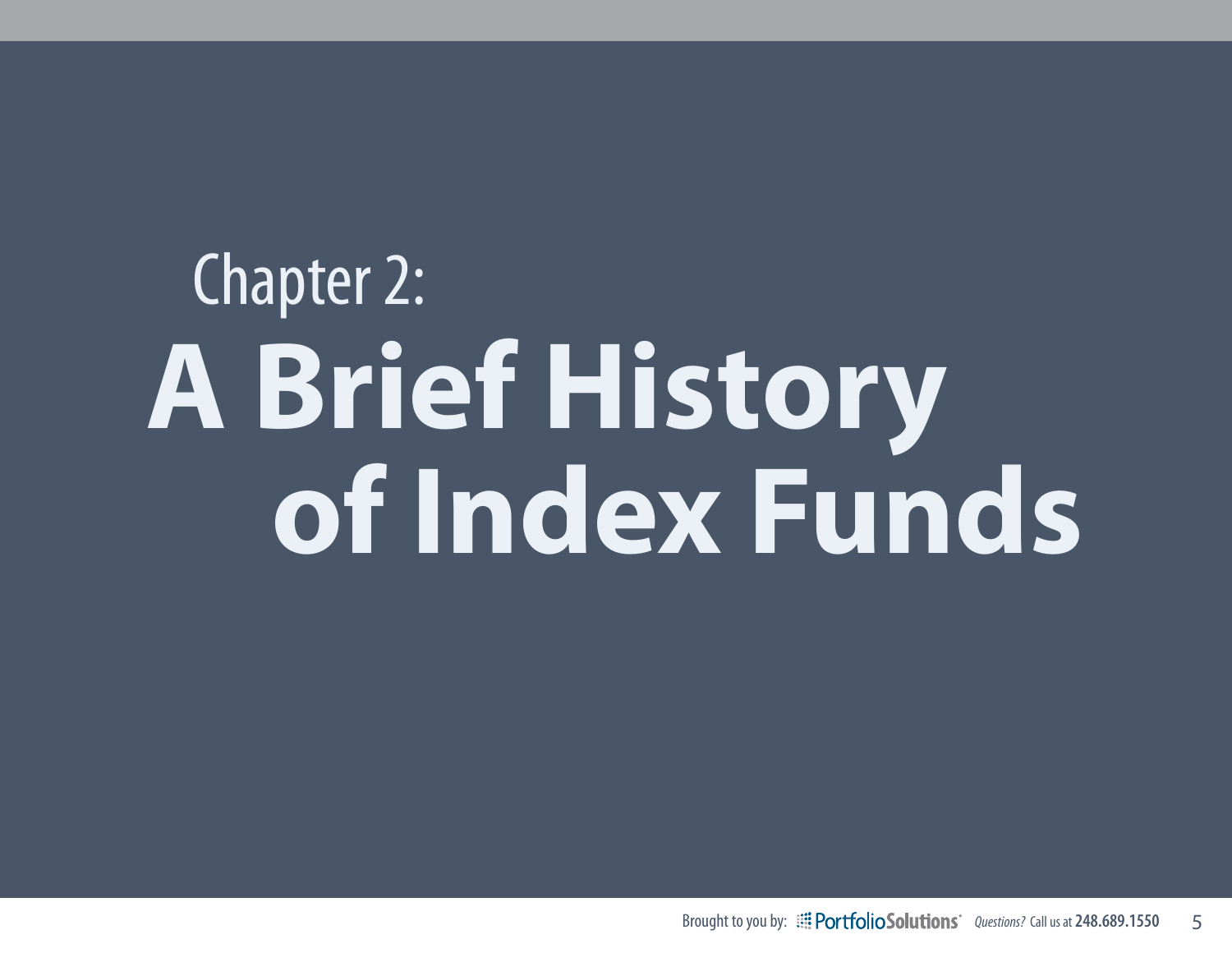# Chapter 2: A Brief History of Index Funds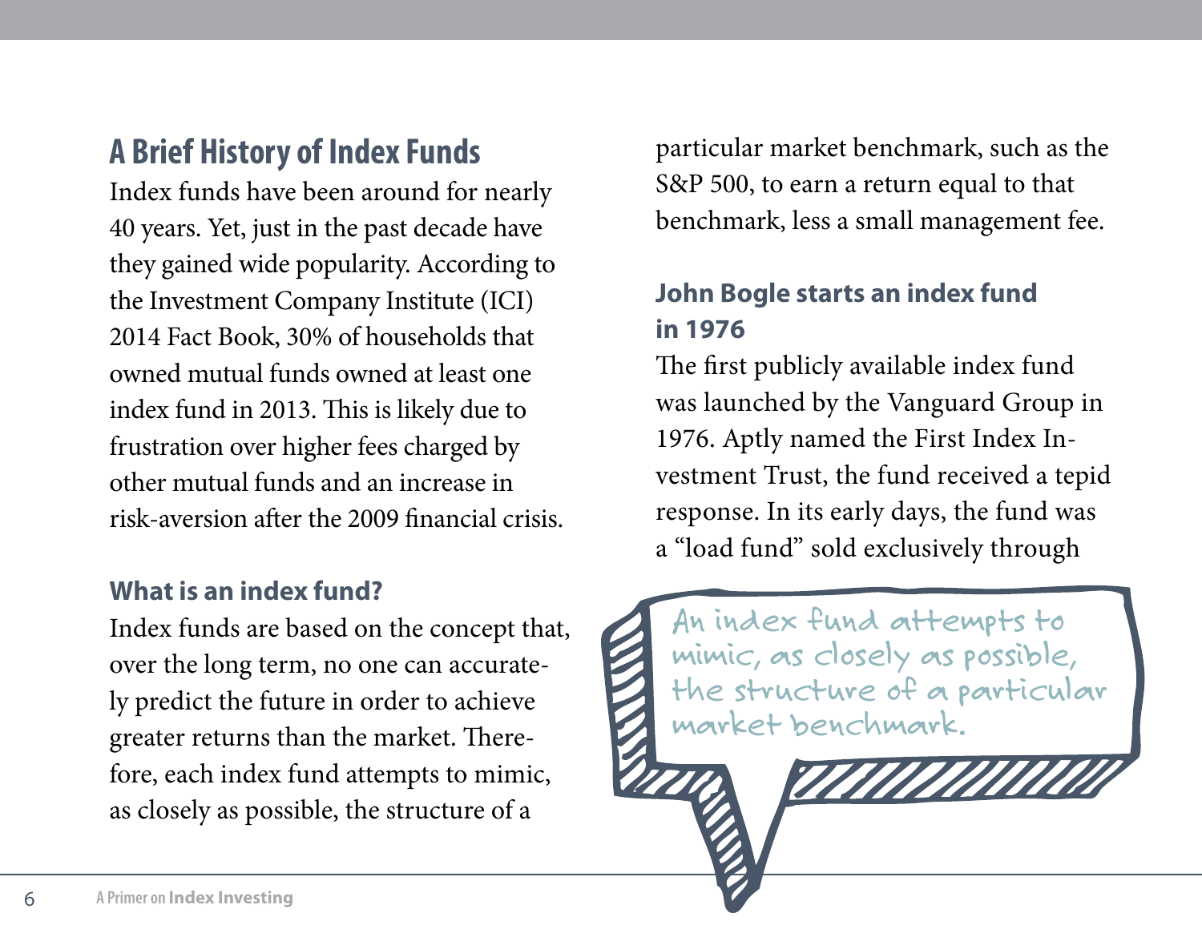## A Brief History of Index Funds

Index funds have been around for nearly 40 years. Yet, just in the past decade have they gained wide popularity. According to the Investment Company Institute (ICI) 2014 Fact Book, 30% of households that owned mutual funds owned at least one index fund in 2013. This is likely due to frustration over higher fees charged by other mutual funds and an increase in risk-aversion after the 2009 financial crisis.

### What is an index fund?

Index funds are based on the concept that, over the long term, no one can accurately predict the future in order to achieve greater returns than the market. Therefore, each index fund attempts to mimic, as closely as possible, the structure of a particular market benchmark, such as the S&P 500, to earn a return equal to that benchmark, less a small management fee.

### John Bogle starts an index fund in 1976

The first publicly available index fund was launched by the Vanguard Group in 1976. Aptly named the First Index Investment Trust, the fund received a tepid response. In its early days, the fund was a "load fund" sold exclusively through

An index fund attempts to mimic, as closely as possible, the structure of a particular market benchmark.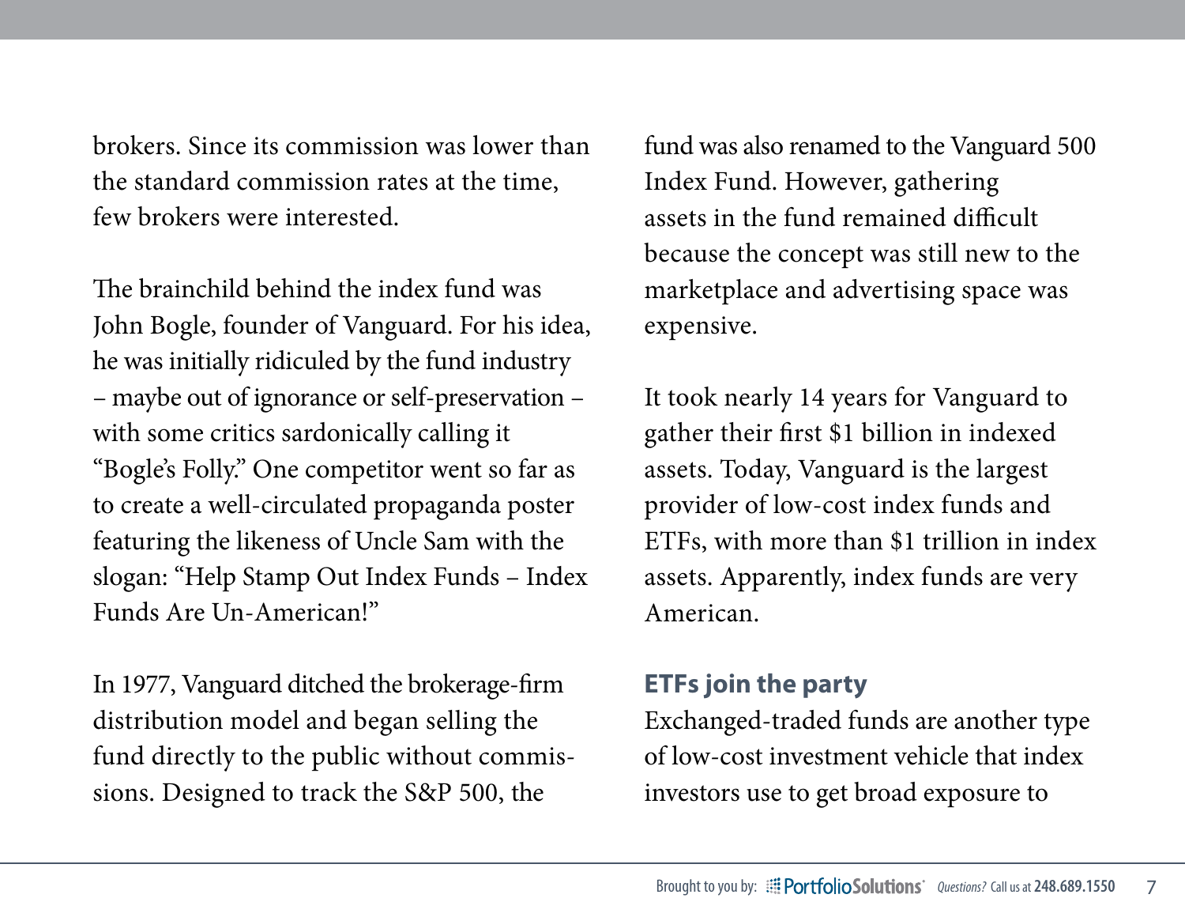brokers. Since its commission was lower than the standard commission rates at the time, few brokers were interested.

The brainchild behind the index fund was John Bogle, founder of Vanguard. For his idea, he was initially ridiculed by the fund industry – maybe out of ignorance or self-preservation – with some critics sardonically calling it "Bogle's Folly." One competitor went so far as to create a well-circulated propaganda poster featuring the likeness of Uncle Sam with the slogan: "Help Stamp Out Index Funds – Index Funds Are Un-American!"

In 1977, Vanguard ditched the brokerage-firm distribution model and began selling the fund directly to the public without commissions. Designed to track the S&P 500, the fund was also renamed to the Vanguard 500 Index Fund. However, gathering assets in the fund remained difficult because the concept was still new to the marketplace and advertising space was expensive.

It took nearly 14 years for Vanguard to gather their first $1 billion in indexed assets. Today, Vanguard is the largest provider of low-cost index funds and ETFs, with more than $1 trillion in index assets. Apparently, index funds are very American.

### ETFs join the party

Exchanged-traded funds are another type of low-cost investment vehicle that index investors use to get broad exposure to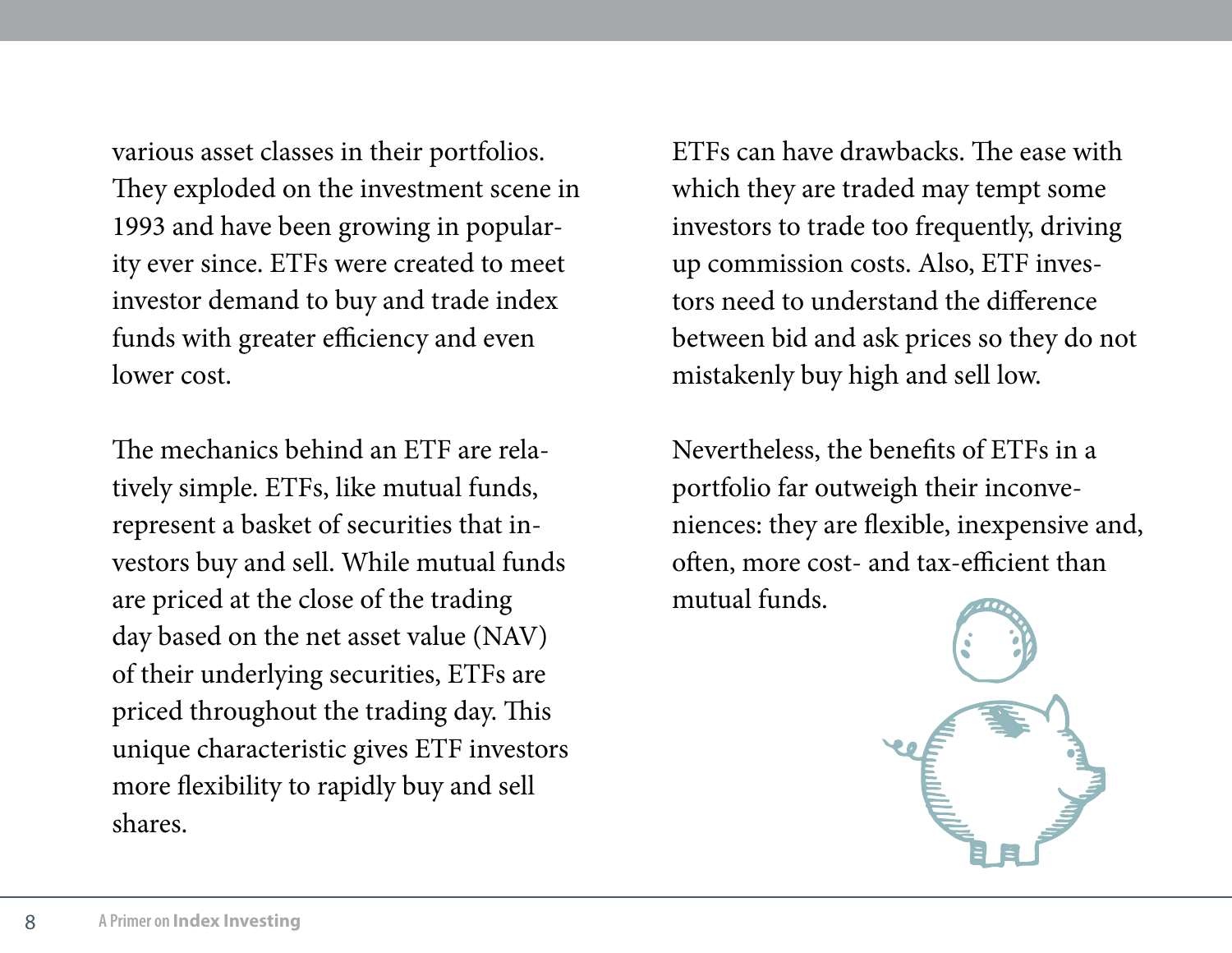various asset classes in their portfolios. They exploded on the investment scene in 1993 and have been growing in popularity ever since. ETFs were created to meet investor demand to buy and trade index funds with greater efficiency and even lower cost.

The mechanics behind an ETF are relatively simple. ETFs, like mutual funds, represent a basket of securities that investors buy and sell. While mutual funds are priced at the close of the trading day based on the net asset value (NAV) of their underlying securities, ETFs are priced throughout the trading day. This unique characteristic gives ETF investors more flexibility to rapidly buy and sell shares.

ETFs can have drawbacks. The ease with which they are traded may tempt some investors to trade too frequently, driving up commission costs. Also, ETF investors need to understand the difference between bid and ask prices so they do not mistakenly buy high and sell low.

Nevertheless, the benefits of ETFs in a portfolio far outweigh their inconveniences: they are flexible, inexpensive and, often, more cost- and tax-efficient than mutual funds.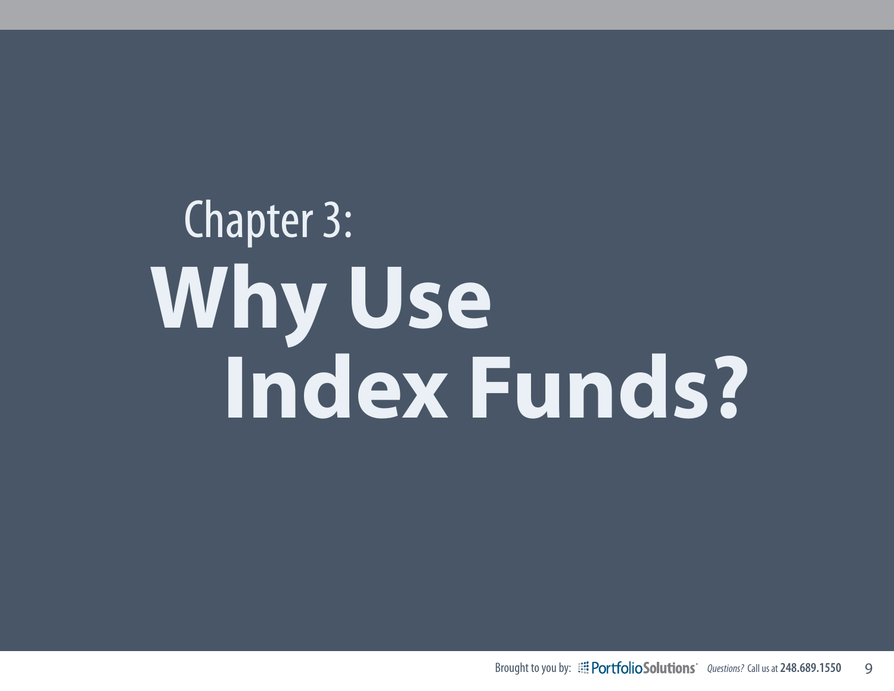# Chapter 3: Why Use Index Funds?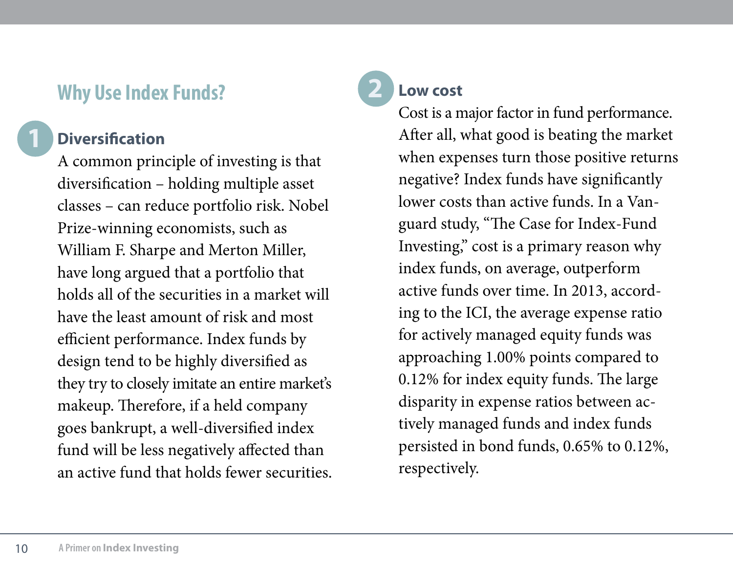## Why Use Index Funds?

### 1 Diversification

A common principle of investing is that diversification – holding multiple asset classes – can reduce portfolio risk. Nobel Prize-winning economists, such as William F. Sharpe and Merton Miller, have long argued that a portfolio that holds all of the securities in a market will have the least amount of risk and most efficient performance. Index funds by design tend to be highly diversified as they try to closely imitate an entire market's makeup. Therefore, if a held company goes bankrupt, a well-diversified index fund will be less negatively affected than an active fund that holds fewer securities.

### 2 Low cost

Cost is a major factor in fund performance. After all, what good is beating the market when expenses turn those positive returns negative? Index funds have significantly lower costs than active funds. In a Vanguard study, "The Case for Index-Fund Investing," cost is a primary reason why index funds, on average, outperform active funds over time. In 2013, according to the ICI, the average expense ratio for actively managed equity funds was approaching 1.00% points compared to 0.12% for index equity funds. The large disparity in expense ratios between actively managed funds and index funds persisted in bond funds, 0.65% to 0.12%, respectively.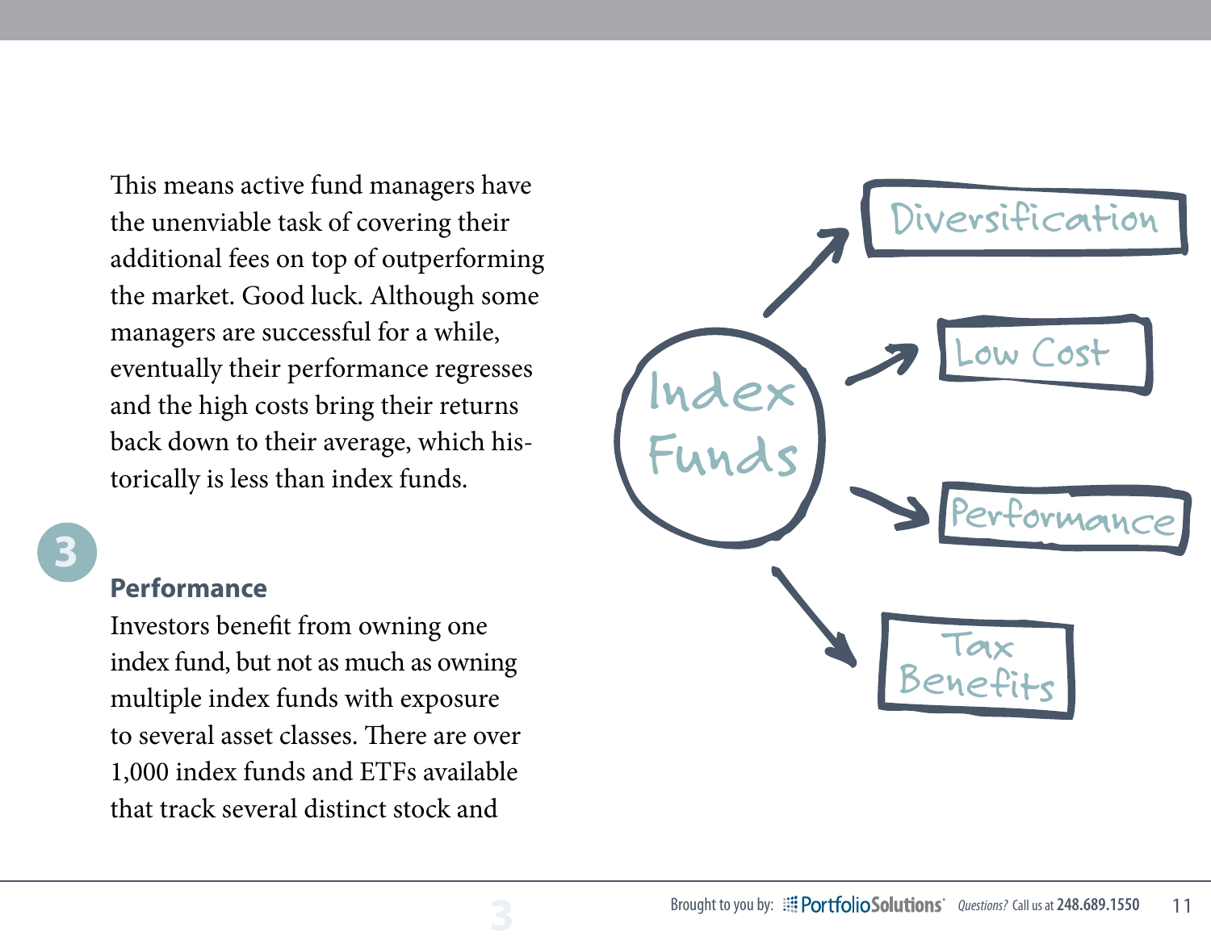This means active fund managers have the unenviable task of covering their additional fees on top of outperforming the market. Good luck. Although some managers are successful for a while, eventually their performance regresses and the high costs bring their returns back down to their average, which historically is less than index funds.

3

### Performance

Investors benefit from owning one index fund, but not as much as owning multiple index funds with exposure to several asset classes. There are over 1,000 index funds and ETFs available that track several distinct stock and

Index Funds

- Diversification
- Low Cost
- Performance
- Tax Benefits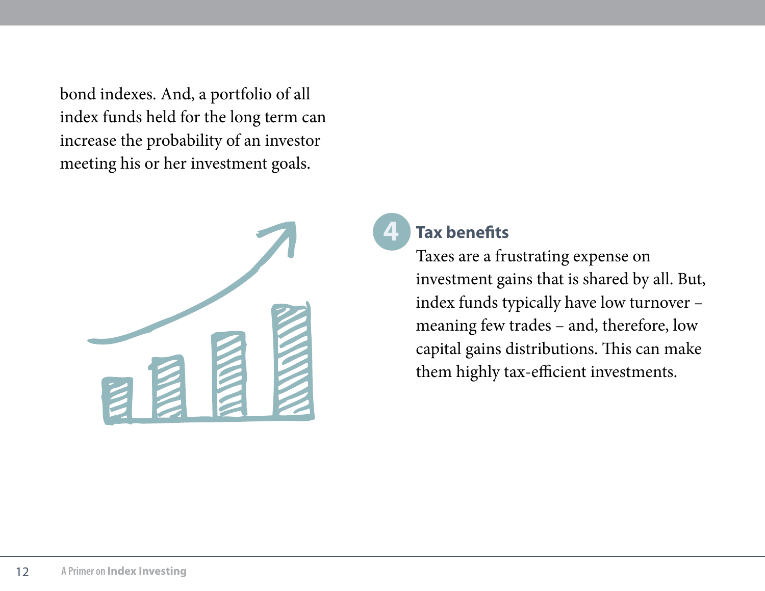bond indexes. And, a portfolio of all index funds held for the long term can increase the probability of an investor meeting his or her investment goals.

## 4 Tax benefits

Taxes are a frustrating expense on investment gains that is shared by all. But, index funds typically have low turnover – meaning few trades – and, therefore, low capital gains distributions. This can make them highly tax-efficient investments.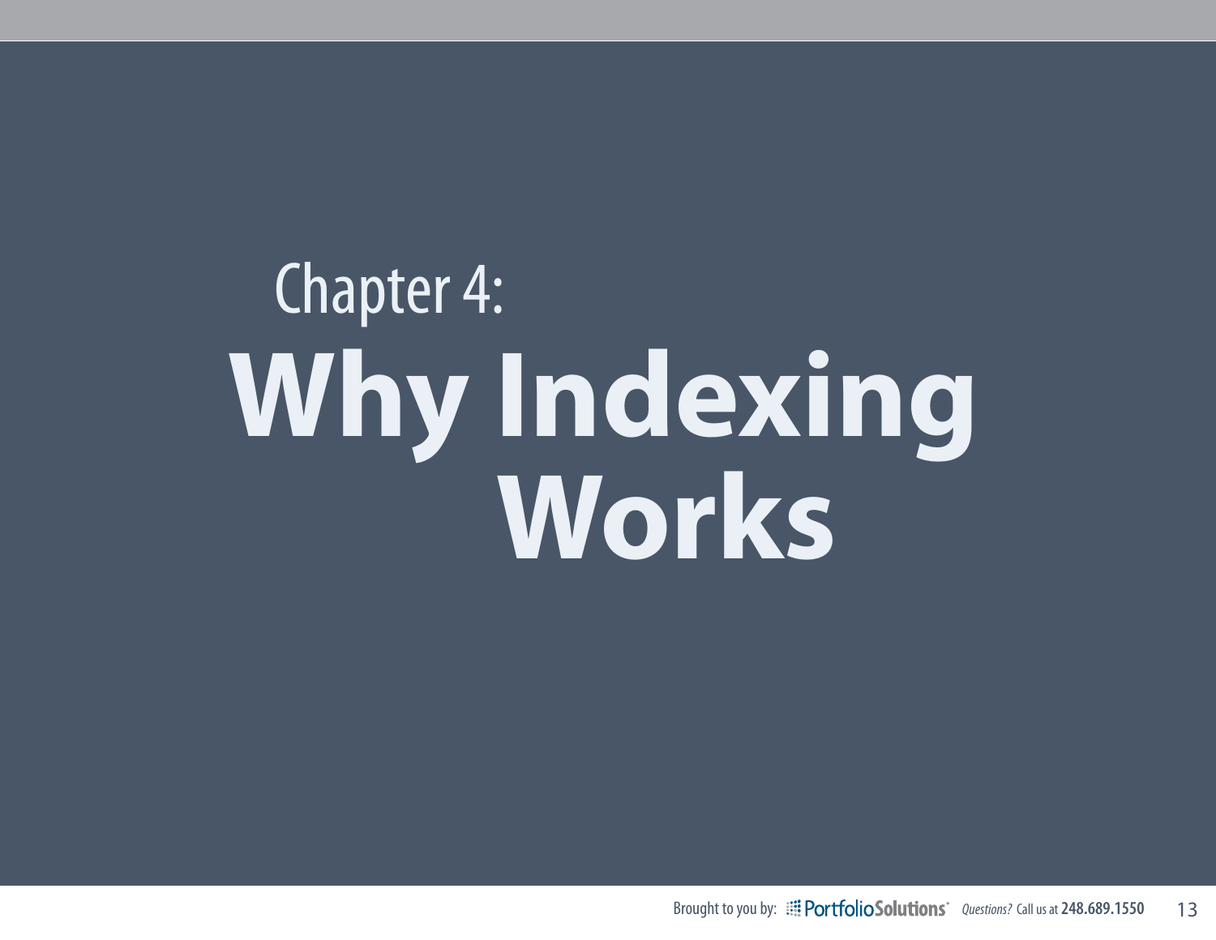# Chapter 4: Why Indexing Works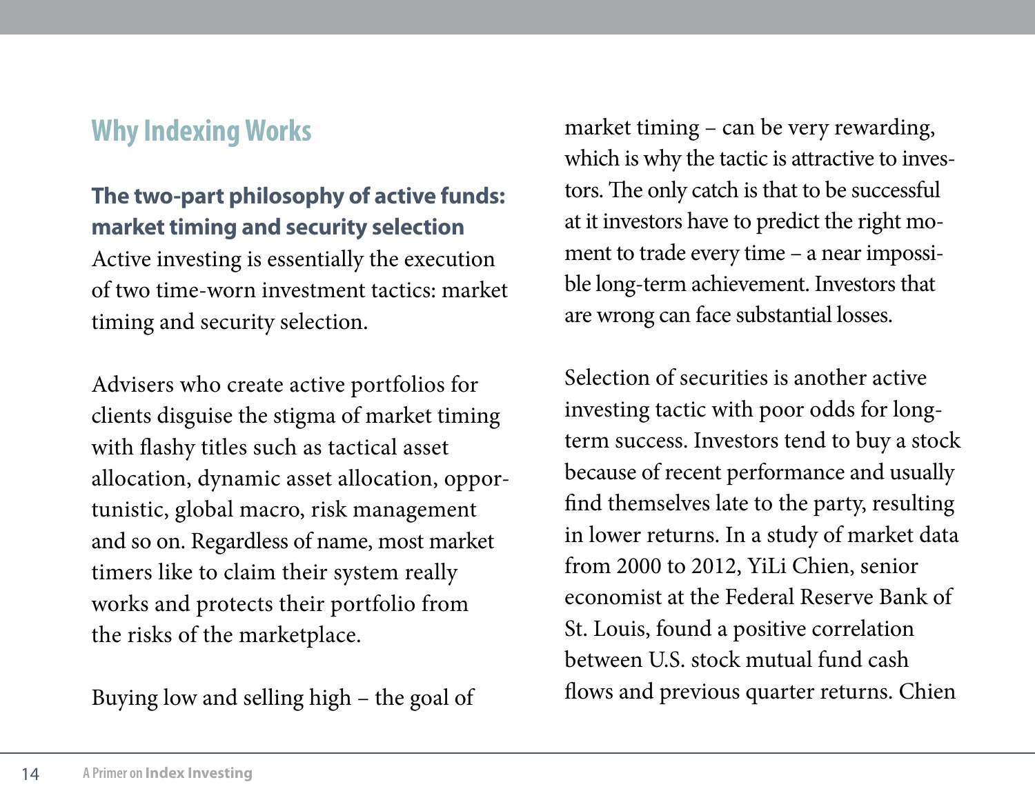## Why Indexing Works

**The two-part philosophy of active funds: market timing and security selection**

Active investing is essentially the execution of two time-worn investment tactics: market timing and security selection.

Advisers who create active portfolios for clients disguise the stigma of market timing with flashy titles such as tactical asset allocation, dynamic asset allocation, opportunistic, global macro, risk management and so on. Regardless of name, most market timers like to claim their system really works and protects their portfolio from the risks of the marketplace.

Buying low and selling high – the goal of market timing – can be very rewarding, which is why the tactic is attractive to investors. The only catch is that to be successful at it investors have to predict the right moment to trade every time – a near impossible long-term achievement. Investors that are wrong can face substantial losses.

Selection of securities is another active investing tactic with poor odds for long-term success. Investors tend to buy a stock because of recent performance and usually find themselves late to the party, resulting in lower returns. In a study of market data from 2000 to 2012, YiLi Chien, senior economist at the Federal Reserve Bank of St. Louis, found a positive correlation between U.S. stock mutual fund cash flows and previous quarter returns. Chien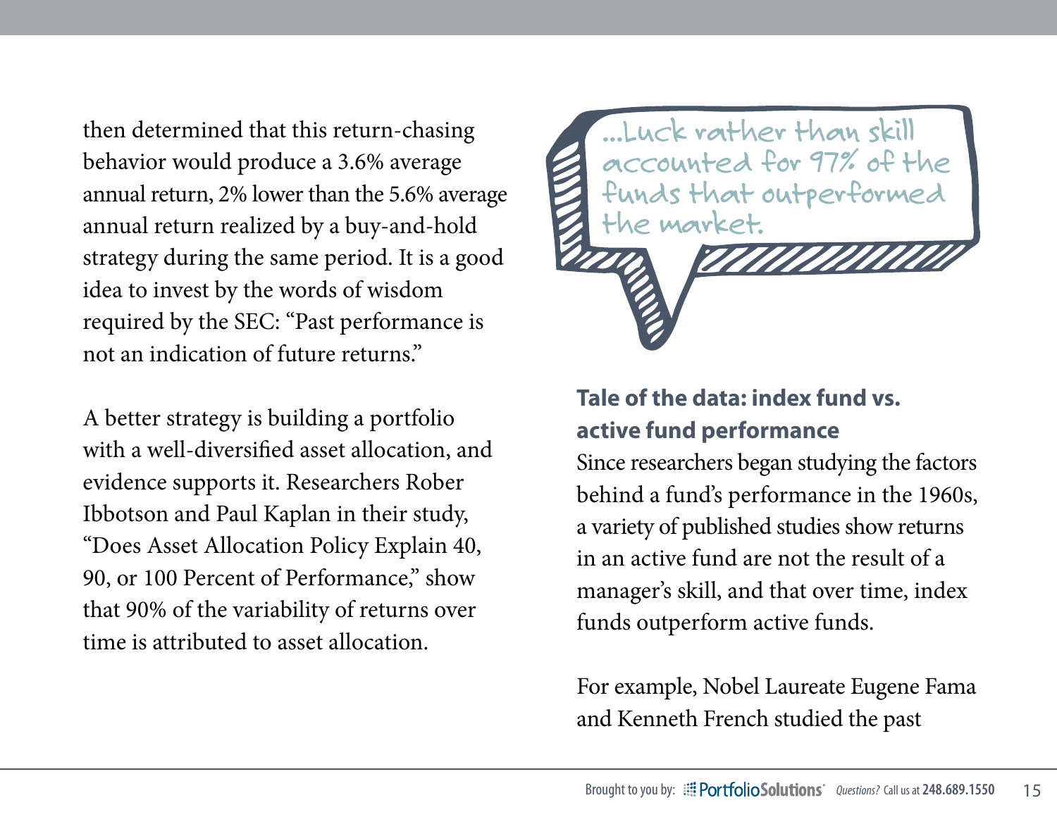then determined that this return-chasing behavior would produce a 3.6% average annual return, 2% lower than the 5.6% average annual return realized by a buy-and-hold strategy during the same period. It is a good idea to invest by the words of wisdom required by the SEC: "Past performance is not an indication of future returns."

A better strategy is building a portfolio with a well-diversified asset allocation, and evidence supports it. Researchers Rober Ibbotson and Paul Kaplan in their study, "Does Asset Allocation Policy Explain 40, 90, or 100 Percent of Performance," show that 90% of the variability of returns over time is attributed to asset allocation.

> ...Luck rather than skill accounted for 97% of the funds that outperformed the market.

**Tale of the data: index fund vs. active fund performance**

Since researchers began studying the factors behind a fund's performance in the 1960s, a variety of published studies show returns in an active fund are not the result of a manager's skill, and that over time, index funds outperform active funds.

For example, Nobel Laureate Eugene Fama and Kenneth French studied the past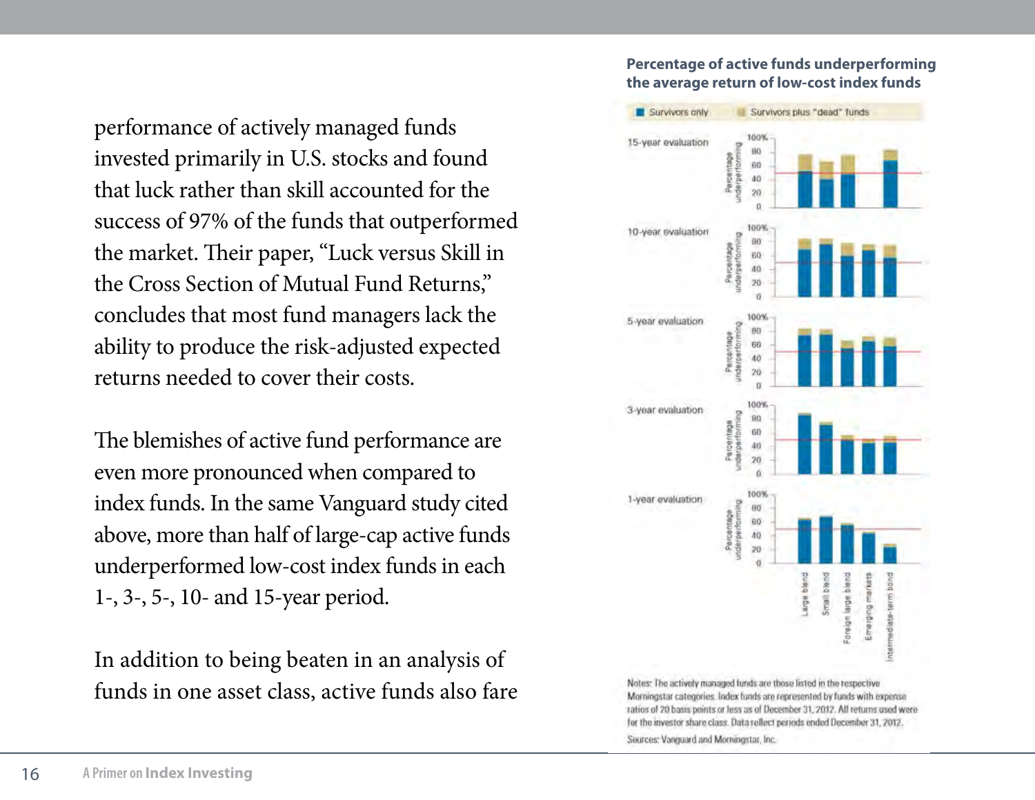performance of actively managed funds invested primarily in U.S. stocks and found that luck rather than skill accounted for the success of 97% of the funds that outperformed the market. Their paper, "Luck versus Skill in the Cross Section of Mutual Fund Returns," concludes that most fund managers lack the ability to produce the risk-adjusted expected returns needed to cover their costs.

The blemishes of active fund performance are even more pronounced when compared to index funds. In the same Vanguard study cited above, more than half of large-cap active funds underperformed low-cost index funds in each 1-, 3-, 5-, 10- and 15-year period.

In addition to being beaten in an analysis of funds in one asset class, active funds also fare

**Percentage of active funds underperforming the average return of low-cost index funds**

Survivors only | Survivors plus "dead" funds

15-year evaluation

10-year evaluation

5-year evaluation

3-year evaluation

1-year evaluation

Percentage underperforming: 0, 20, 40, 60, 80, 100%

Large blend | Small blend | Foreign large blend | Emerging markets | Intermediate-term bond

Notes: The actively managed funds are those listed in the respective Morningstar categories. Index funds are represented by funds with expense ratios of 20 basis points or less as of December 31, 2012. All returns used were for the investor share class. Data reflect periods ended December 31, 2012.

Sources: Vanguard and Morningstar, Inc.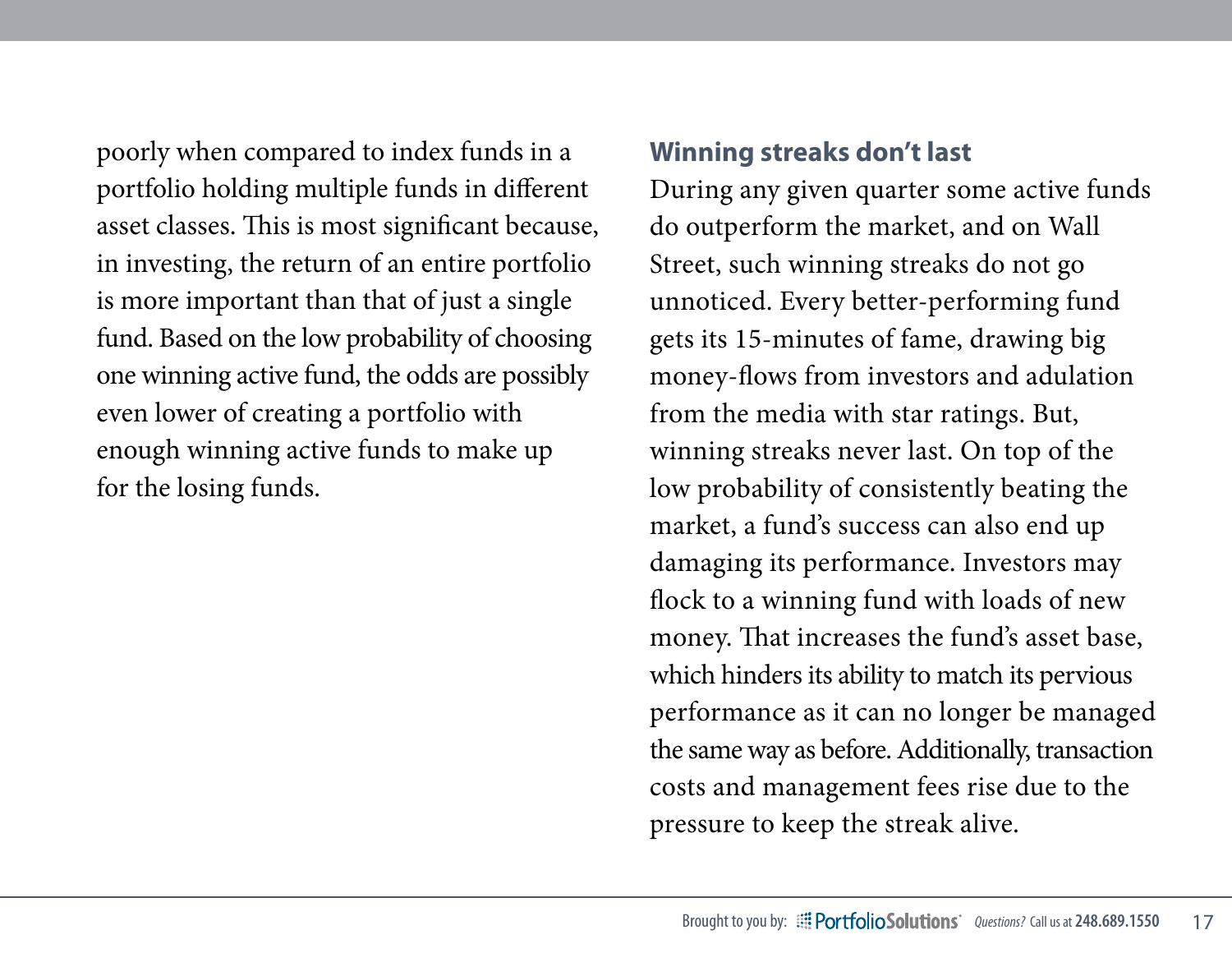poorly when compared to index funds in a portfolio holding multiple funds in different asset classes. This is most significant because, in investing, the return of an entire portfolio is more important than that of just a single fund. Based on the low probability of choosing one winning active fund, the odds are possibly even lower of creating a portfolio with enough winning active funds to make up for the losing funds.

## Winning streaks don't last

During any given quarter some active funds do outperform the market, and on Wall Street, such winning streaks do not go unnoticed. Every better-performing fund gets its 15-minutes of fame, drawing big money-flows from investors and adulation from the media with star ratings. But, winning streaks never last. On top of the low probability of consistently beating the market, a fund's success can also end up damaging its performance. Investors may flock to a winning fund with loads of new money. That increases the fund's asset base, which hinders its ability to match its pervious performance as it can no longer be managed the same way as before. Additionally, transaction costs and management fees rise due to the pressure to keep the streak alive.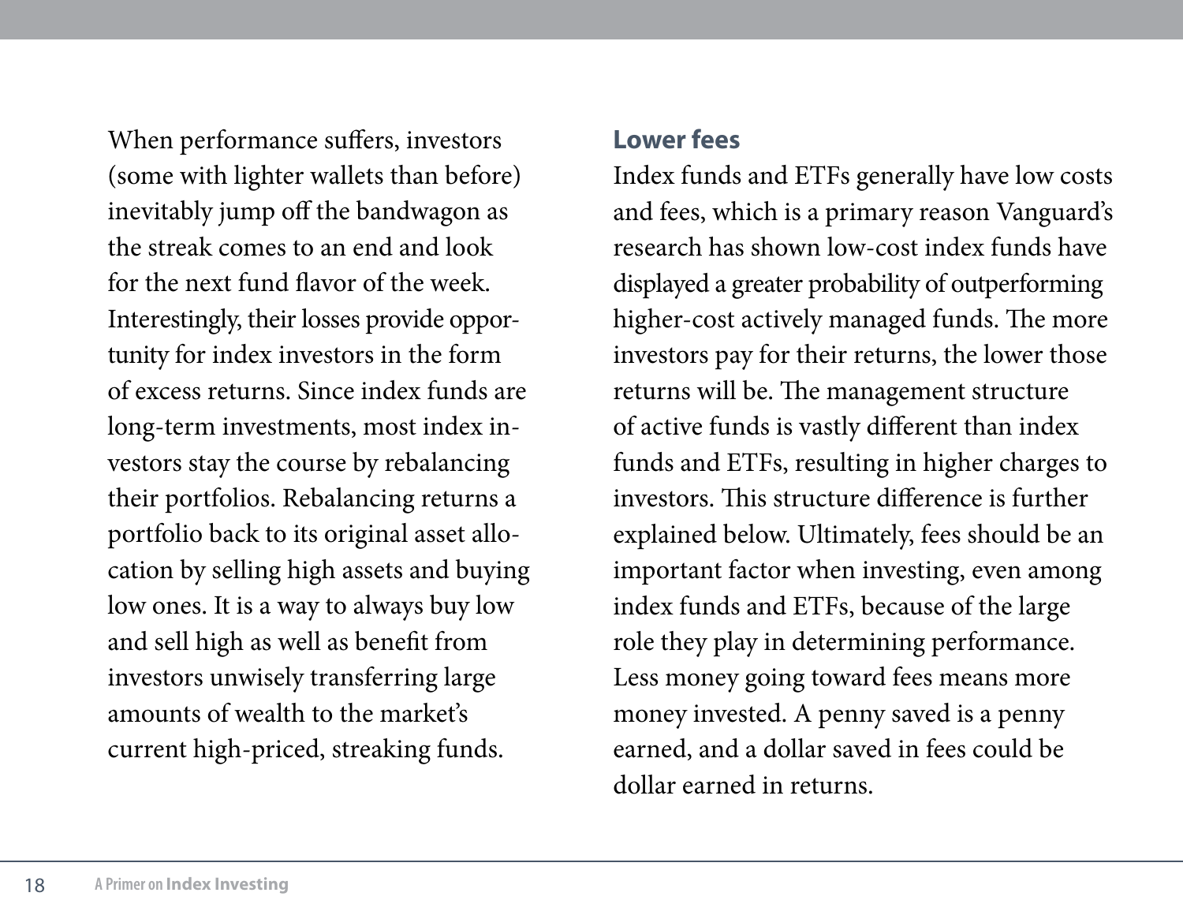When performance suffers, investors (some with lighter wallets than before) inevitably jump off the bandwagon as the streak comes to an end and look for the next fund flavor of the week. Interestingly, their losses provide opportunity for index investors in the form of excess returns. Since index funds are long-term investments, most index investors stay the course by rebalancing their portfolios. Rebalancing returns a portfolio back to its original asset allocation by selling high assets and buying low ones. It is a way to always buy low and sell high as well as benefit from investors unwisely transferring large amounts of wealth to the market's current high-priced, streaking funds.

### Lower fees

Index funds and ETFs generally have low costs and fees, which is a primary reason Vanguard's research has shown low-cost index funds have displayed a greater probability of outperforming higher-cost actively managed funds. The more investors pay for their returns, the lower those returns will be. The management structure of active funds is vastly different than index funds and ETFs, resulting in higher charges to investors. This structure difference is further explained below. Ultimately, fees should be an important factor when investing, even among index funds and ETFs, because of the large role they play in determining performance. Less money going toward fees means more money invested. A penny saved is a penny earned, and a dollar saved in fees could be dollar earned in returns.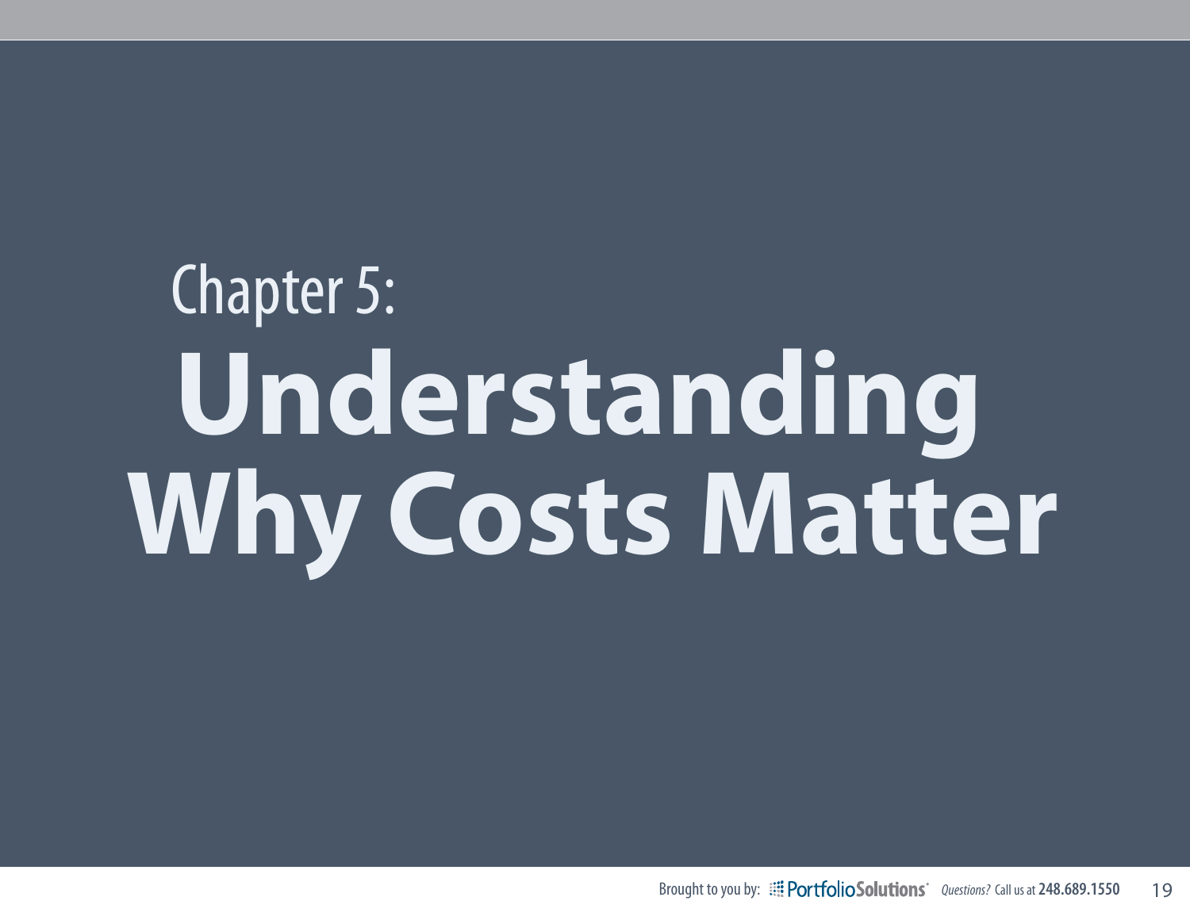# Chapter 5: Understanding Why Costs Matter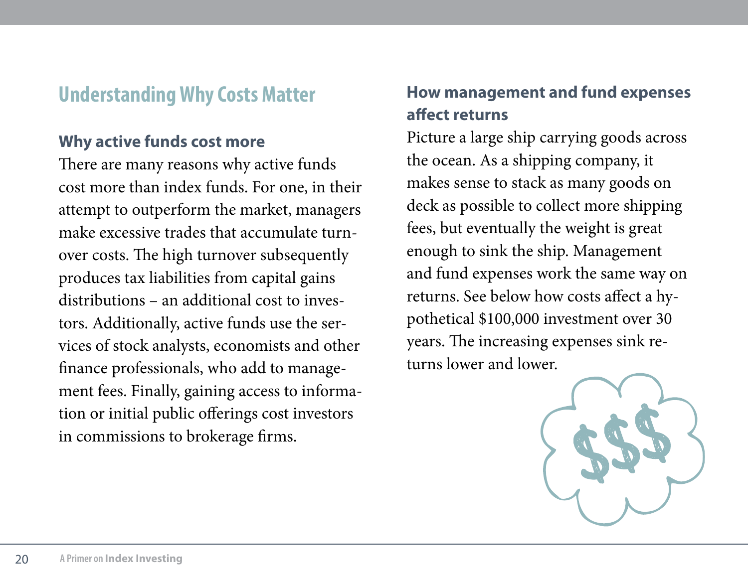## Understanding Why Costs Matter

### Why active funds cost more

There are many reasons why active funds cost more than index funds. For one, in their attempt to outperform the market, managers make excessive trades that accumulate turnover costs. The high turnover subsequently produces tax liabilities from capital gains distributions – an additional cost to investors. Additionally, active funds use the services of stock analysts, economists and other finance professionals, who add to management fees. Finally, gaining access to information or initial public offerings cost investors in commissions to brokerage firms.

### How management and fund expenses affect returns

Picture a large ship carrying goods across the ocean. As a shipping company, it makes sense to stack as many goods on deck as possible to collect more shipping fees, but eventually the weight is great enough to sink the ship. Management and fund expenses work the same way on returns. See below how costs affect a hypothetical $100,000 investment over 30 years. The increasing expenses sink returns lower and lower.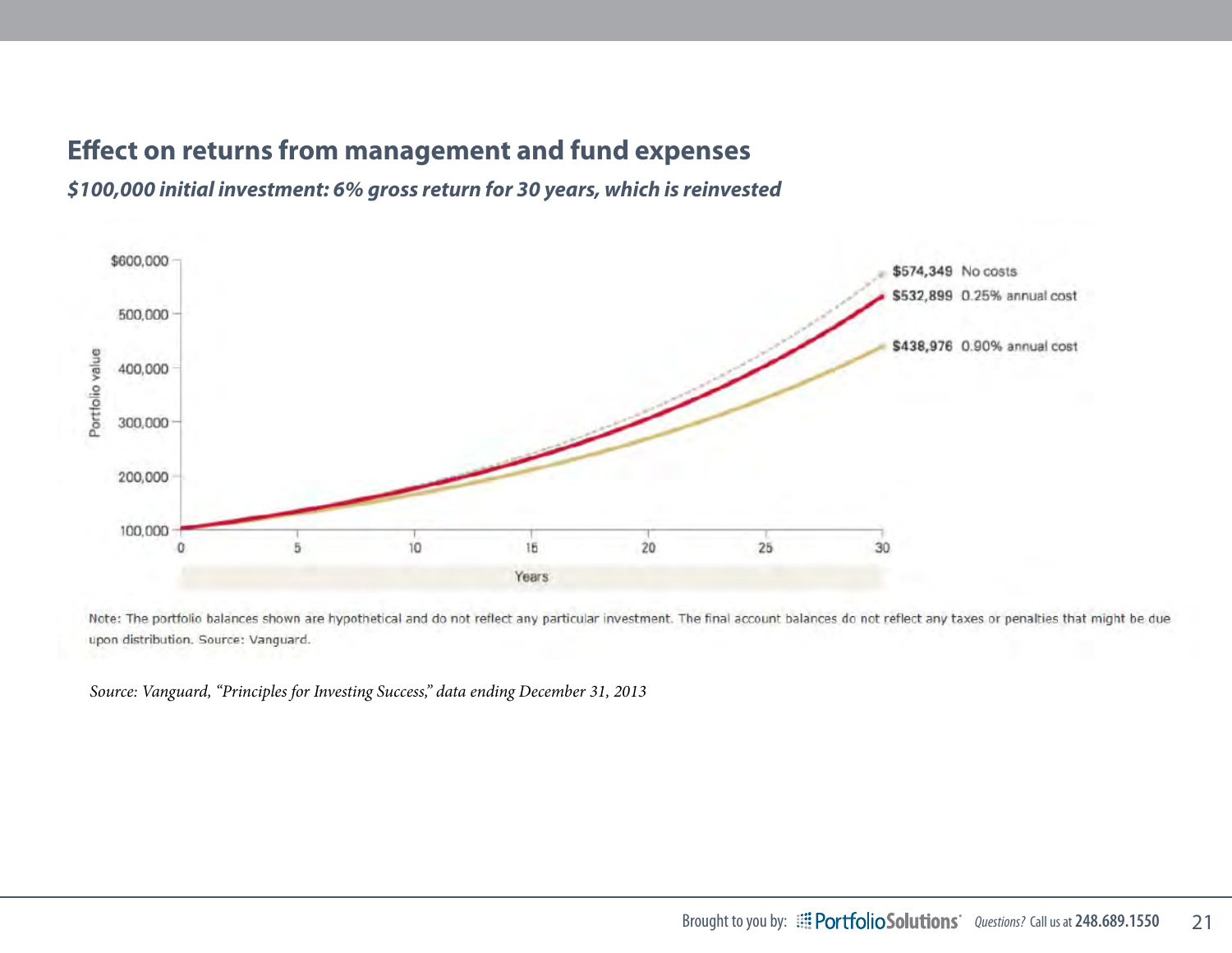## Effect on returns from management and fund expenses

***$100,000 initial investment: 6% gross return for 30 years, which is reinvested***

$574,349 No costs

$532,899 0.25% annual cost

$438,976 0.90% annual cost

Note: The portfolio balances shown are hypothetical and do not reflect any particular investment. The final account balances do not reflect any taxes or penalties that might be due upon distribution. Source: Vanguard.

*Source: Vanguard, "Principles for Investing Success," data ending December 31, 2013*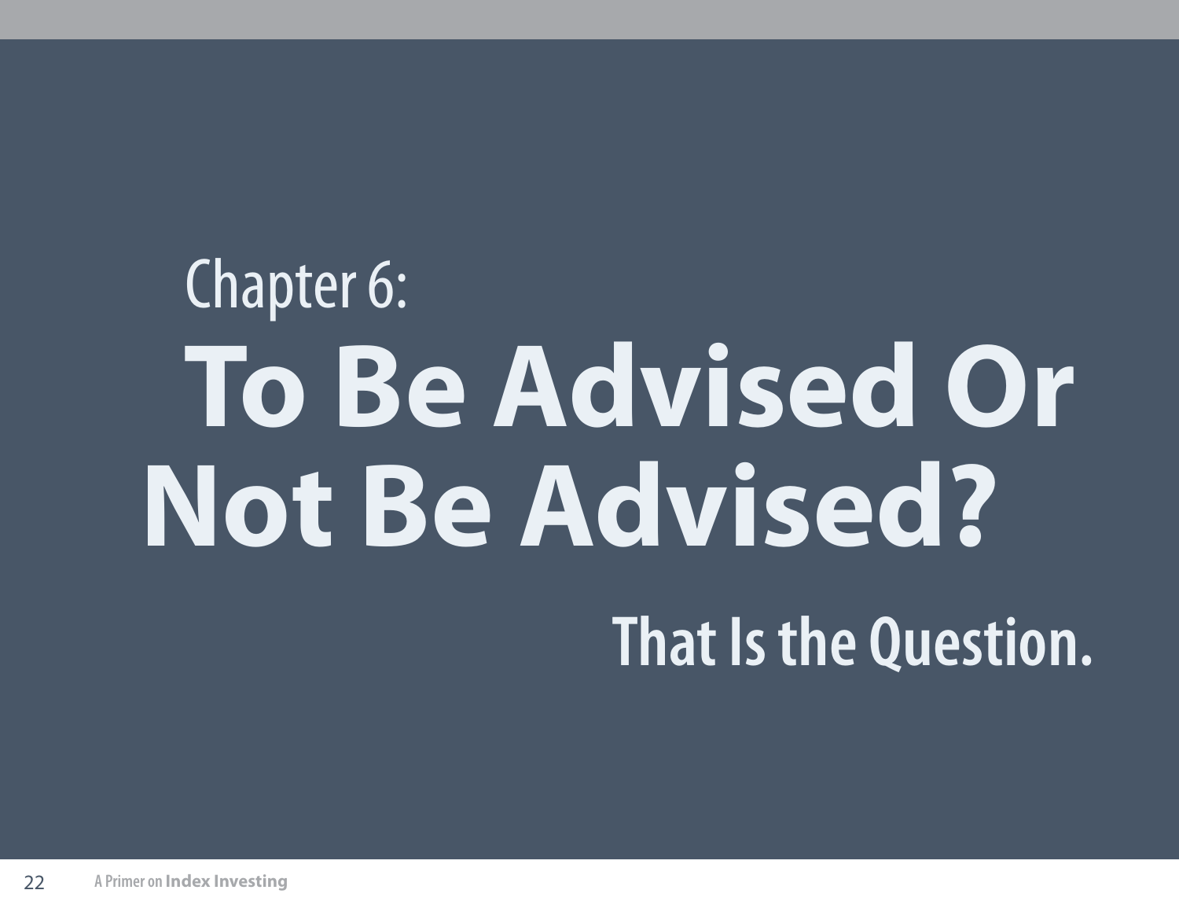# Chapter 6: To Be Advised Or Not Be Advised?

## That Is the Question.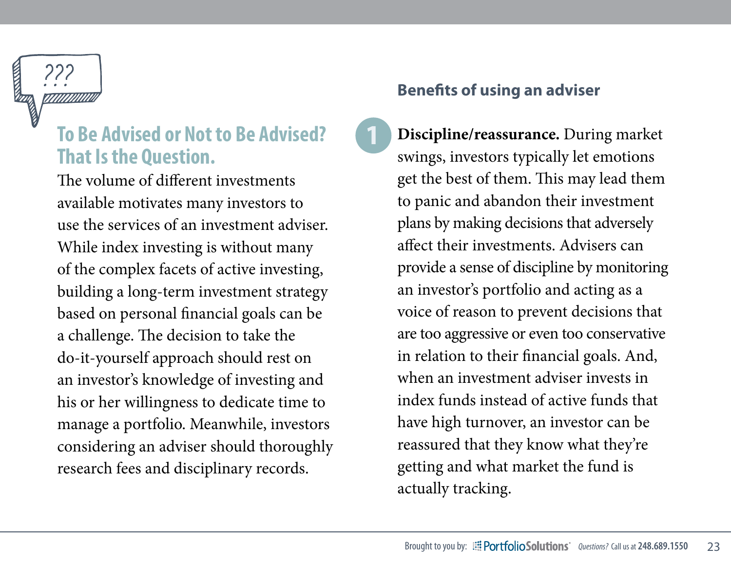## To Be Advised or Not to Be Advised? That Is the Question.

The volume of different investments available motivates many investors to use the services of an investment adviser. While index investing is without many of the complex facets of active investing, building a long-term investment strategy based on personal financial goals can be a challenge. The decision to take the do-it-yourself approach should rest on an investor's knowledge of investing and his or her willingness to dedicate time to manage a portfolio. Meanwhile, investors considering an adviser should thoroughly research fees and disciplinary records.

### Benefits of using an adviser

1. **Discipline/reassurance.** During market swings, investors typically let emotions get the best of them. This may lead them to panic and abandon their investment plans by making decisions that adversely affect their investments. Advisers can provide a sense of discipline by monitoring an investor's portfolio and acting as a voice of reason to prevent decisions that are too aggressive or even too conservative in relation to their financial goals. And, when an investment adviser invests in index funds instead of active funds that have high turnover, an investor can be reassured that they know what they're getting and what market the fund is actually tracking.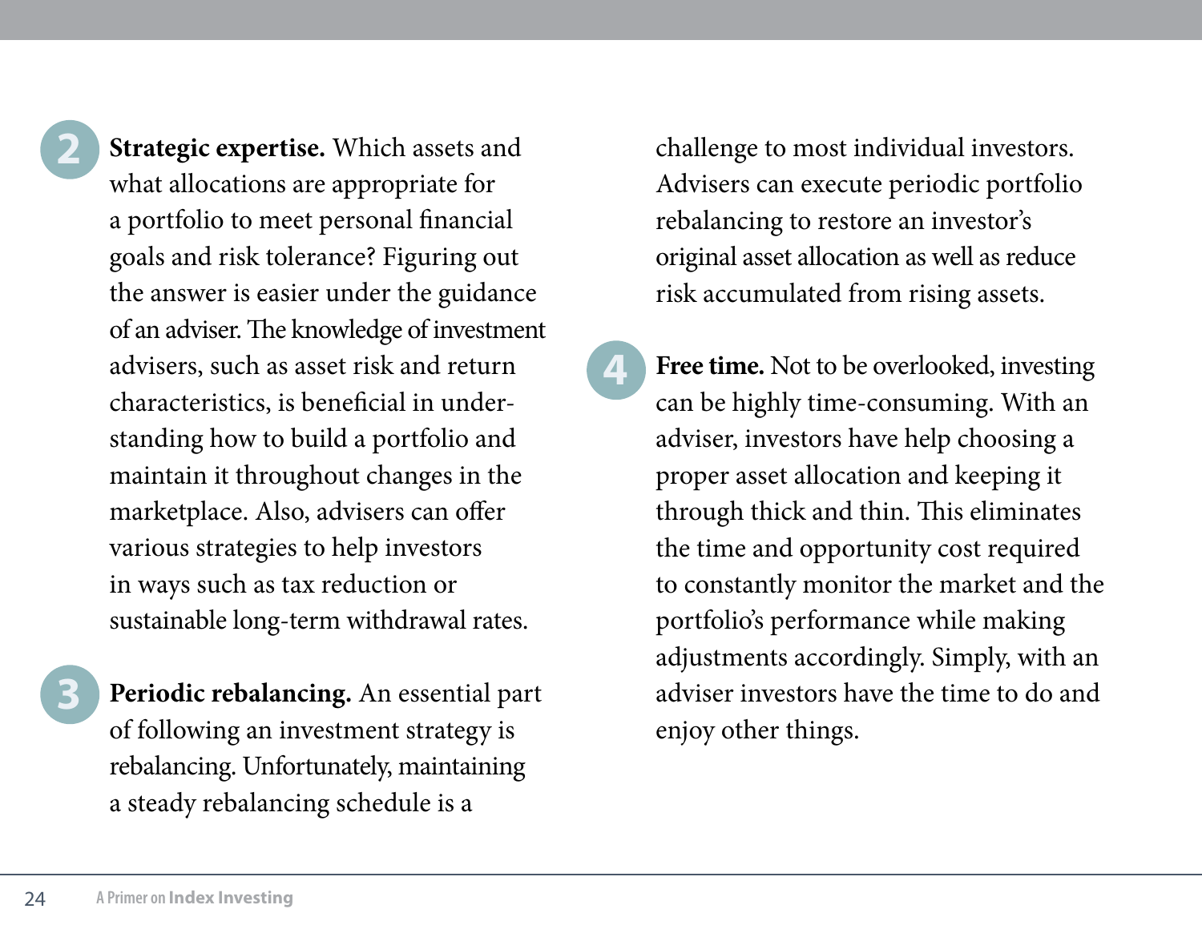2. **Strategic expertise.** Which assets and what allocations are appropriate for a portfolio to meet personal financial goals and risk tolerance? Figuring out the answer is easier under the guidance of an adviser. The knowledge of investment advisers, such as asset risk and return characteristics, is beneficial in understanding how to build a portfolio and maintain it throughout changes in the marketplace. Also, advisers can offer various strategies to help investors in ways such as tax reduction or sustainable long-term withdrawal rates.

3. **Periodic rebalancing.** An essential part of following an investment strategy is rebalancing. Unfortunately, maintaining a steady rebalancing schedule is a challenge to most individual investors. Advisers can execute periodic portfolio rebalancing to restore an investor's original asset allocation as well as reduce risk accumulated from rising assets.

4. **Free time.** Not to be overlooked, investing can be highly time-consuming. With an adviser, investors have help choosing a proper asset allocation and keeping it through thick and thin. This eliminates the time and opportunity cost required to constantly monitor the market and the portfolio's performance while making adjustments accordingly. Simply, with an adviser investors have the time to do and enjoy other things.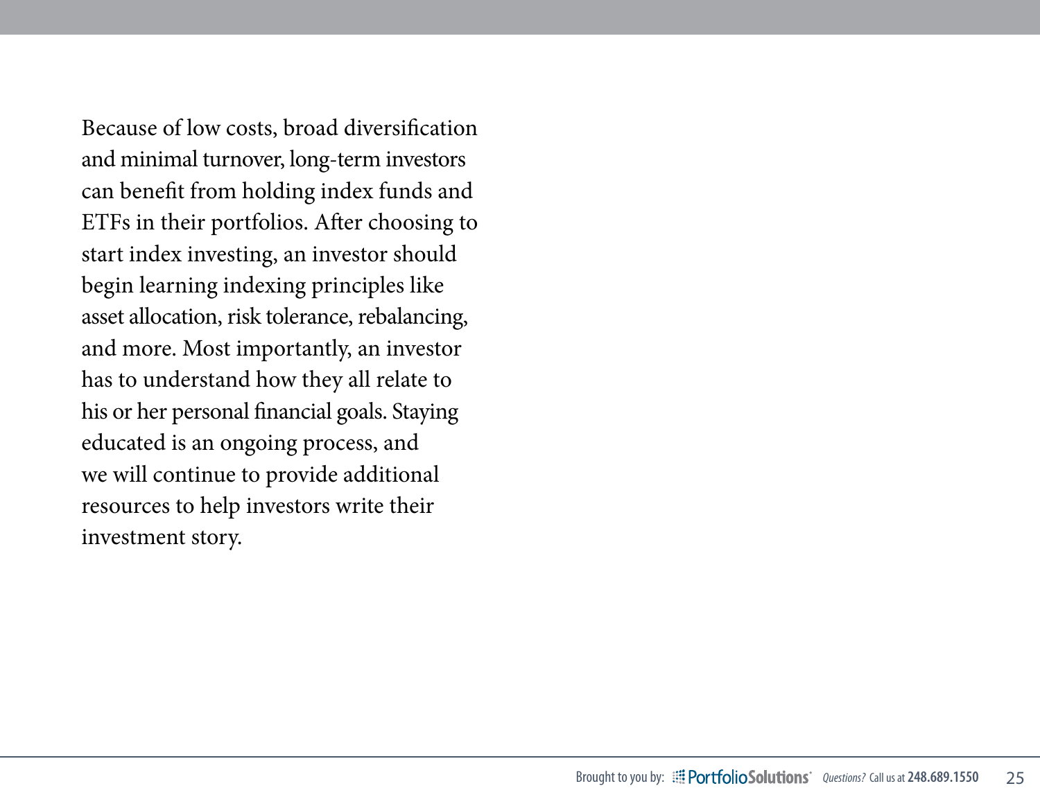Because of low costs, broad diversification and minimal turnover, long-term investors can benefit from holding index funds and ETFs in their portfolios. After choosing to start index investing, an investor should begin learning indexing principles like asset allocation, risk tolerance, rebalancing, and more. Most importantly, an investor has to understand how they all relate to his or her personal financial goals. Staying educated is an ongoing process, and we will continue to provide additional resources to help investors write their investment story.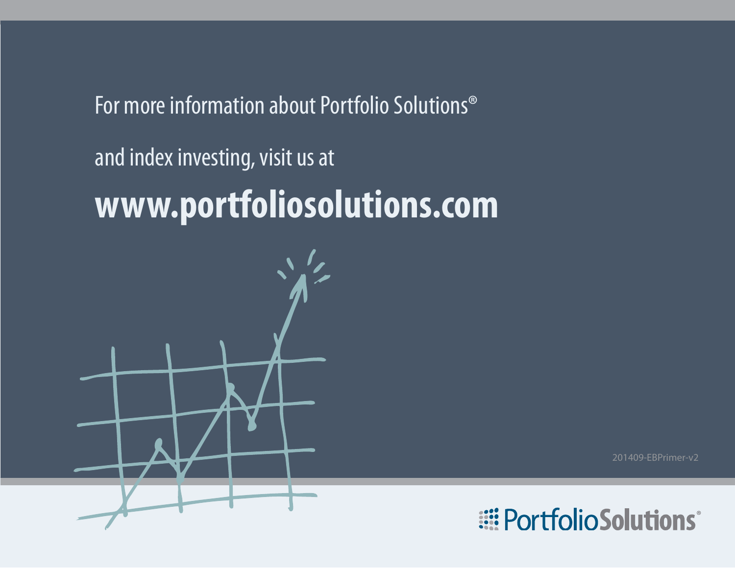For more information about Portfolio Solutions®

and index investing, visit us at

**www.portfoliosolutions.com**

201409-EBPrimer-v2

PortfolioSolutions®